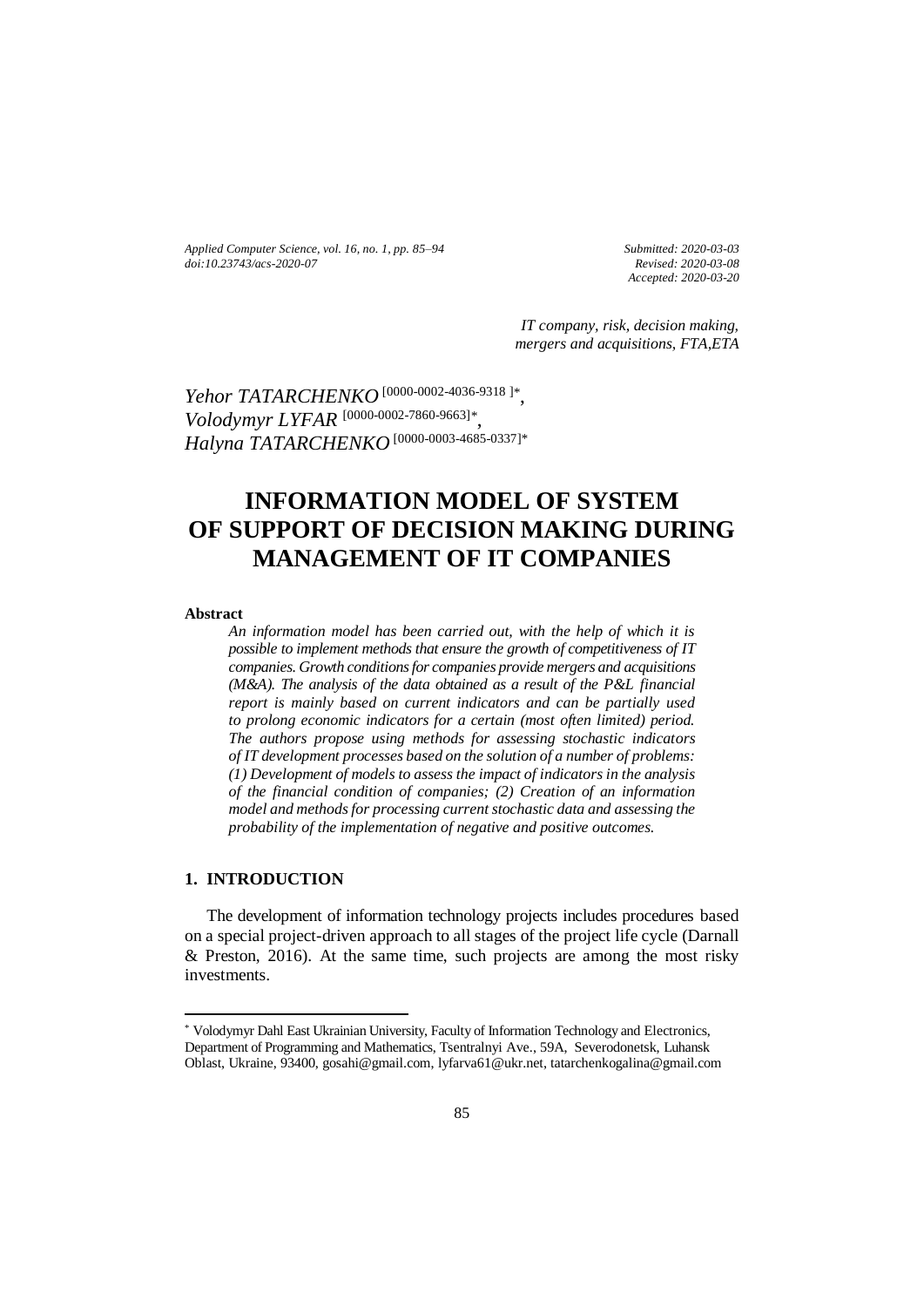*Submitted: 2020-03-03*
*Revised: 2020-03-08*
*Accepted: 2020-03-20*

*IT company, risk, decision making, mergers and acquisitions, FTA,ETA*

*Yehor TATARCHENKO* [0000-0002-4036-9318 ]*, 
*Volodymyr LYFAR* [0000-0002-7860-9663]*, 
*Halyna TATARCHENKO* [0000-0003-4685-0337]*

# INFORMATION MODEL OF SYSTEM OF SUPPORT OF DECISION MAKING DURING MANAGEMENT OF IT COMPANIES

**Abstract**

*An information model has been carried out, with the help of which it is possible to implement methods that ensure the growth of competitiveness of IT companies. Growth conditions for companies provide mergers and acquisitions (M&A). The analysis of the data obtained as a result of the P&L financial report is mainly based on current indicators and can be partially used to prolong economic indicators for a certain (most often limited) period. The authors propose using methods for assessing stochastic indicators of IT development processes based on the solution of a number of problems: (1) Development of models to assess the impact of indicators in the analysis of the financial condition of companies; (2) Creation of an information model and methods for processing current stochastic data and assessing the probability of the implementation of negative and positive outcomes.*

## 1. INTRODUCTION

The development of information technology projects includes procedures based on a special project-driven approach to all stages of the project life cycle (Darnall & Preston, 2016). At the same time, such projects are among the most risky investments.

---

* Volodymyr Dahl East Ukrainian University, Faculty of Information Technology and Electronics, Department of Programming and Mathematics, Tsentralnyi Ave., 59A, Severodonetsk, Luhansk Oblast, Ukraine, 93400, gosahi@gmail.com, lyfarva61@ukr.net, tatarchenkogalina@gmail.com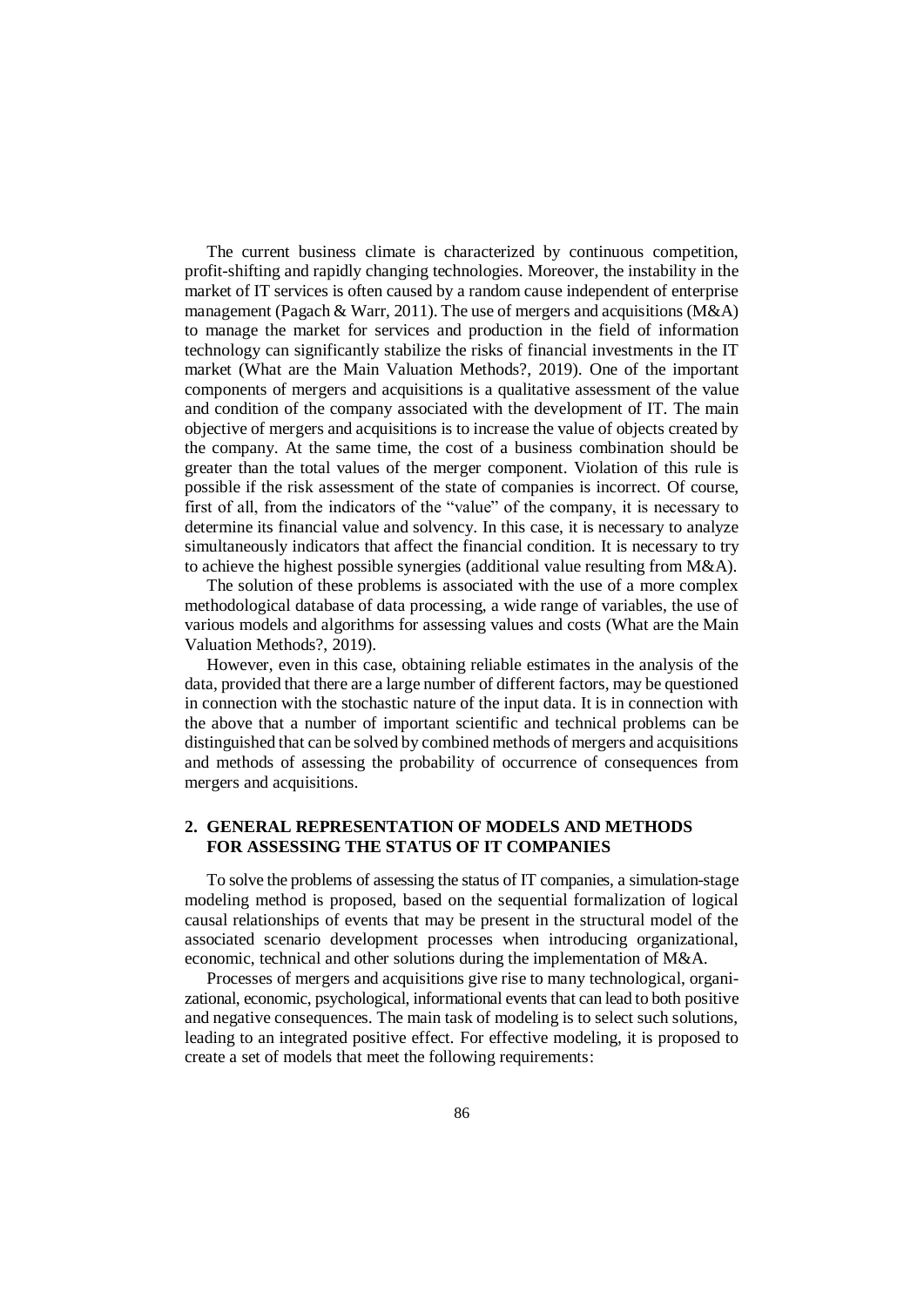The current business climate is characterized by continuous competition, profit-shifting and rapidly changing technologies. Moreover, the instability in the market of IT services is often caused by a random cause independent of enterprise management (Pagach & Warr, 2011). The use of mergers and acquisitions (M&A) to manage the market for services and production in the field of information technology can significantly stabilize the risks of financial investments in the IT market (What are the Main Valuation Methods?, 2019). One of the important components of mergers and acquisitions is a qualitative assessment of the value and condition of the company associated with the development of IT. The main objective of mergers and acquisitions is to increase the value of objects created by the company. At the same time, the cost of a business combination should be greater than the total values of the merger component. Violation of this rule is possible if the risk assessment of the state of companies is incorrect. Of course, first of all, from the indicators of the "value" of the company, it is necessary to determine its financial value and solvency. In this case, it is necessary to analyze simultaneously indicators that affect the financial condition. It is necessary to try to achieve the highest possible synergies (additional value resulting from M&A).

The solution of these problems is associated with the use of a more complex methodological database of data processing, a wide range of variables, the use of various models and algorithms for assessing values and costs (What are the Main Valuation Methods?, 2019).

However, even in this case, obtaining reliable estimates in the analysis of the data, provided that there are a large number of different factors, may be questioned in connection with the stochastic nature of the input data. It is in connection with the above that a number of important scientific and technical problems can be distinguished that can be solved by combined methods of mergers and acquisitions and methods of assessing the probability of occurrence of consequences from mergers and acquisitions.

## 2. GENERAL REPRESENTATION OF MODELS AND METHODS FOR ASSESSING THE STATUS OF IT COMPANIES

To solve the problems of assessing the status of IT companies, a simulation-stage modeling method is proposed, based on the sequential formalization of logical causal relationships of events that may be present in the structural model of the associated scenario development processes when introducing organizational, economic, technical and other solutions during the implementation of M&A.

Processes of mergers and acquisitions give rise to many technological, organizational, economic, psychological, informational events that can lead to both positive and negative consequences. The main task of modeling is to select such solutions, leading to an integrated positive effect. For effective modeling, it is proposed to create a set of models that meet the following requirements: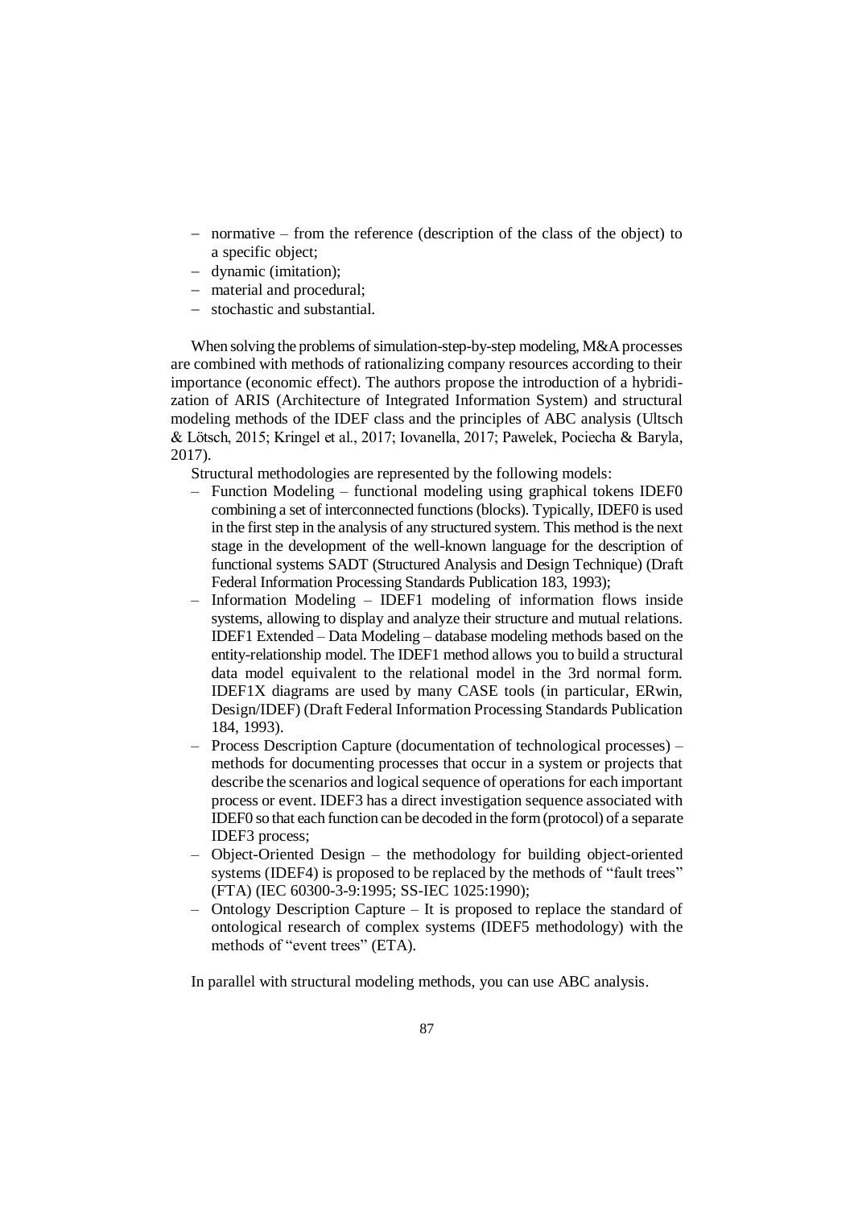- normative – from the reference (description of the class of the object) to a specific object;
- dynamic (imitation);
- material and procedural;
- stochastic and substantial.

When solving the problems of simulation-step-by-step modeling, M&A processes are combined with methods of rationalizing company resources according to their importance (economic effect). The authors propose the introduction of a hybridization of ARIS (Architecture of Integrated Information System) and structural modeling methods of the IDEF class and the principles of ABC analysis (Ultsch & Lötsch, 2015; Kringel et al., 2017; Iovanella, 2017; Pawelek, Pociecha & Baryla, 2017).

Structural methodologies are represented by the following models:

- Function Modeling – functional modeling using graphical tokens IDEF0 combining a set of interconnected functions (blocks). Typically, IDEF0 is used in the first step in the analysis of any structured system. This method is the next stage in the development of the well-known language for the description of functional systems SADT (Structured Analysis and Design Technique) (Draft Federal Information Processing Standards Publication 183, 1993);
- Information Modeling – IDEF1 modeling of information flows inside systems, allowing to display and analyze their structure and mutual relations. IDEF1 Extended – Data Modeling – database modeling methods based on the entity-relationship model. The IDEF1 method allows you to build a structural data model equivalent to the relational model in the 3rd normal form. IDEF1X diagrams are used by many CASE tools (in particular, ERwin, Design/IDEF) (Draft Federal Information Processing Standards Publication 184, 1993).
- Process Description Capture (documentation of technological processes) – methods for documenting processes that occur in a system or projects that describe the scenarios and logical sequence of operations for each important process or event. IDEF3 has a direct investigation sequence associated with IDEF0 so that each function can be decoded in the form (protocol) of a separate IDEF3 process;
- Object-Oriented Design – the methodology for building object-oriented systems (IDEF4) is proposed to be replaced by the methods of "fault trees" (FTA) (IEC 60300-3-9:1995; SS-IEC 1025:1990);
- Ontology Description Capture – It is proposed to replace the standard of ontological research of complex systems (IDEF5 methodology) with the methods of "event trees" (ETA).

In parallel with structural modeling methods, you can use ABC analysis.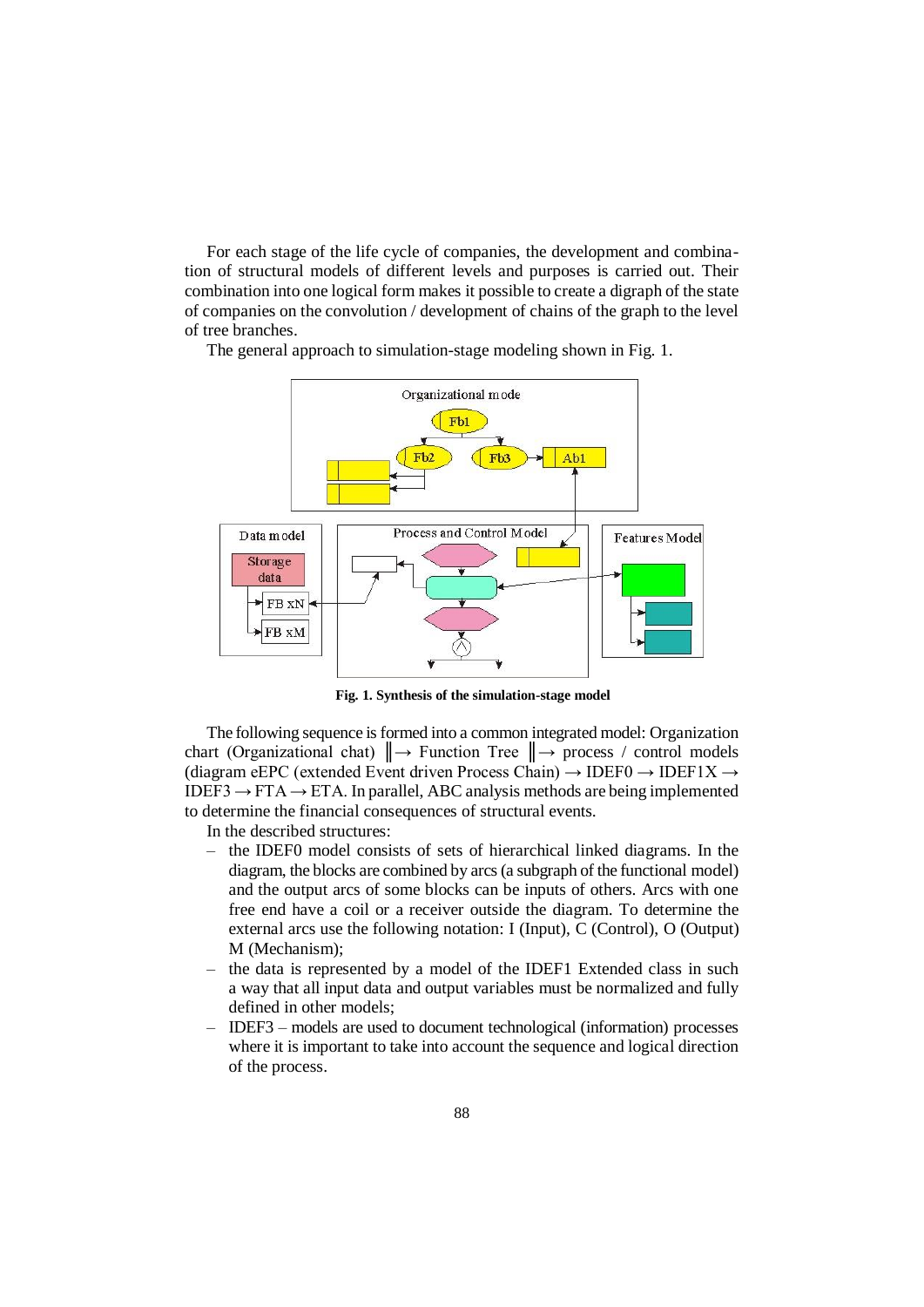For each stage of the life cycle of companies, the development and combination of structural models of different levels and purposes is carried out. Their combination into one logical form makes it possible to create a digraph of the state of companies on the convolution / development of chains of the graph to the level of tree branches.

The general approach to simulation-stage modeling shown in Fig. 1.

**Fig. 1. Synthesis of the simulation-stage model**

The following sequence is formed into a common integrated model: Organization chart (Organizational chat) ‖→ Function Tree ‖→ process / control models (diagram eEPC (extended Event driven Process Chain) → IDEF0 → IDEF1X → IDEF3 → FTA → ETA. In parallel, ABC analysis methods are being implemented to determine the financial consequences of structural events.

In the described structures:

- the IDEF0 model consists of sets of hierarchical linked diagrams. In the diagram, the blocks are combined by arcs (a subgraph of the functional model) and the output arcs of some blocks can be inputs of others. Arcs with one free end have a coil or a receiver outside the diagram. To determine the external arcs use the following notation: I (Input), C (Control), O (Output) M (Mechanism);
- the data is represented by a model of the IDEF1 Extended class in such a way that all input data and output variables must be normalized and fully defined in other models;
- IDEF3 – models are used to document technological (information) processes where it is important to take into account the sequence and logical direction of the process.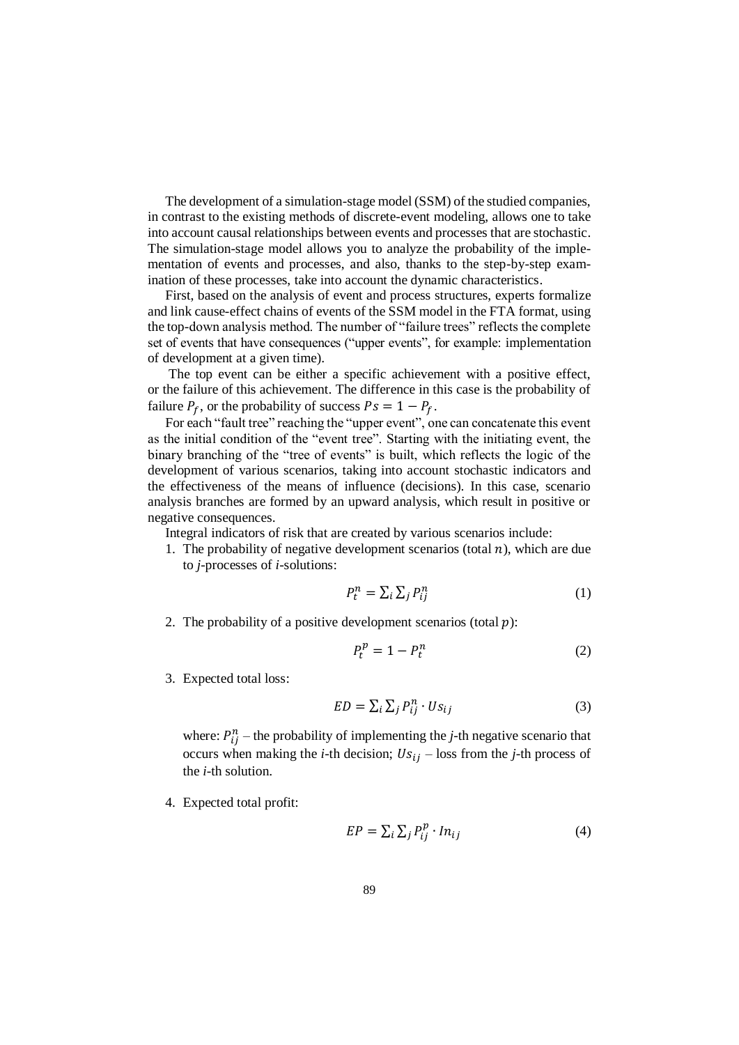The development of a simulation-stage model (SSM) of the studied companies, in contrast to the existing methods of discrete-event modeling, allows one to take into account causal relationships between events and processes that are stochastic. The simulation-stage model allows you to analyze the probability of the implementation of events and processes, and also, thanks to the step-by-step examination of these processes, take into account the dynamic characteristics.

First, based on the analysis of event and process structures, experts formalize and link cause-effect chains of events of the SSM model in the FTA format, using the top-down analysis method. The number of "failure trees" reflects the complete set of events that have consequences ("upper events", for example: implementation of development at a given time).

The top event can be either a specific achievement with a positive effect, or the failure of this achievement. The difference in this case is the probability of failure $P_f$, or the probability of success $Ps = 1 - P_f$.

For each "fault tree" reaching the "upper event", one can concatenate this event as the initial condition of the "event tree". Starting with the initiating event, the binary branching of the "tree of events" is built, which reflects the logic of the development of various scenarios, taking into account stochastic indicators and the effectiveness of the means of influence (decisions). In this case, scenario analysis branches are formed by an upward analysis, which result in positive or negative consequences.

Integral indicators of risk that are created by various scenarios include:

1. The probability of negative development scenarios (total $n$), which are due to *j*-processes of *i*-solutions:

$$P_t^n = \sum_i \sum_j P_{ij}^n \tag{1}$$

2. The probability of a positive development scenarios (total $p$):

$$P_t^p = 1 - P_t^n \tag{2}$$

3. Expected total loss:

$$ED = \sum_i \sum_j P_{ij}^n \cdot Us_{ij} \tag{3}$$

   where: $P_{ij}^n$ – the probability of implementing the *j*-th negative scenario that occurs when making the *i*-th decision; $Us_{ij}$ – loss from the *j*-th process of the *i*-th solution.

4. Expected total profit:

$$EP = \sum_i \sum_j P_{ij}^p \cdot In_{ij} \tag{4}$$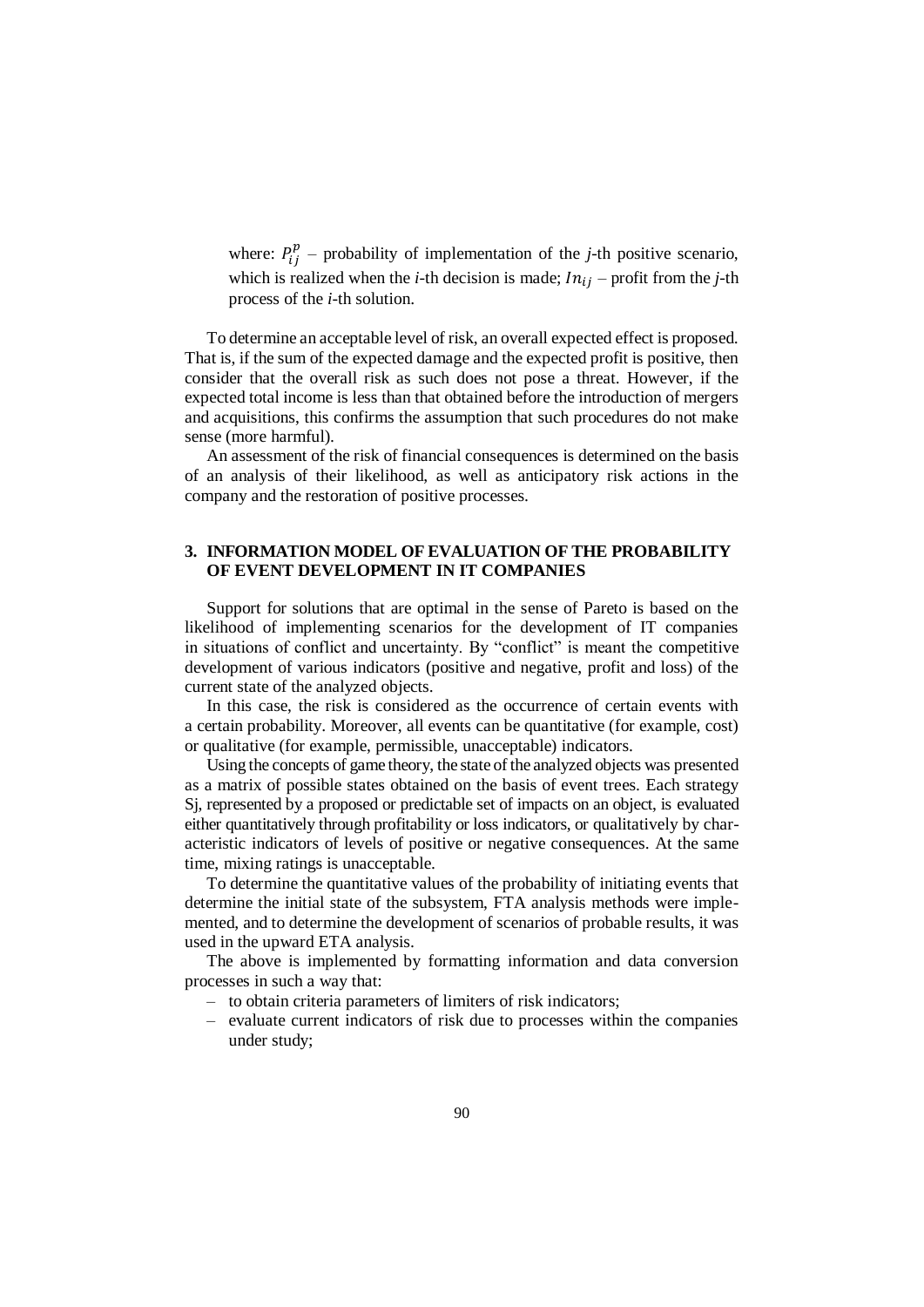where: $P_{ij}^{p}$ – probability of implementation of the *j*-th positive scenario, which is realized when the *i*-th decision is made; $In_{ij}$ – profit from the *j*-th process of the *i*-th solution.

To determine an acceptable level of risk, an overall expected effect is proposed. That is, if the sum of the expected damage and the expected profit is positive, then consider that the overall risk as such does not pose a threat. However, if the expected total income is less than that obtained before the introduction of mergers and acquisitions, this confirms the assumption that such procedures do not make sense (more harmful).

An assessment of the risk of financial consequences is determined on the basis of an analysis of their likelihood, as well as anticipatory risk actions in the company and the restoration of positive processes.

## 3. INFORMATION MODEL OF EVALUATION OF THE PROBABILITY OF EVENT DEVELOPMENT IN IT COMPANIES

Support for solutions that are optimal in the sense of Pareto is based on the likelihood of implementing scenarios for the development of IT companies in situations of conflict and uncertainty. By "conflict" is meant the competitive development of various indicators (positive and negative, profit and loss) of the current state of the analyzed objects.

In this case, the risk is considered as the occurrence of certain events with a certain probability. Moreover, all events can be quantitative (for example, cost) or qualitative (for example, permissible, unacceptable) indicators.

Using the concepts of game theory, the state of the analyzed objects was presented as a matrix of possible states obtained on the basis of event trees. Each strategy Sj, represented by a proposed or predictable set of impacts on an object, is evaluated either quantitatively through profitability or loss indicators, or qualitatively by characteristic indicators of levels of positive or negative consequences. At the same time, mixing ratings is unacceptable.

To determine the quantitative values of the probability of initiating events that determine the initial state of the subsystem, FTA analysis methods were implemented, and to determine the development of scenarios of probable results, it was used in the upward ETA analysis.

The above is implemented by formatting information and data conversion processes in such a way that:

- to obtain criteria parameters of limiters of risk indicators;
- evaluate current indicators of risk due to processes within the companies under study;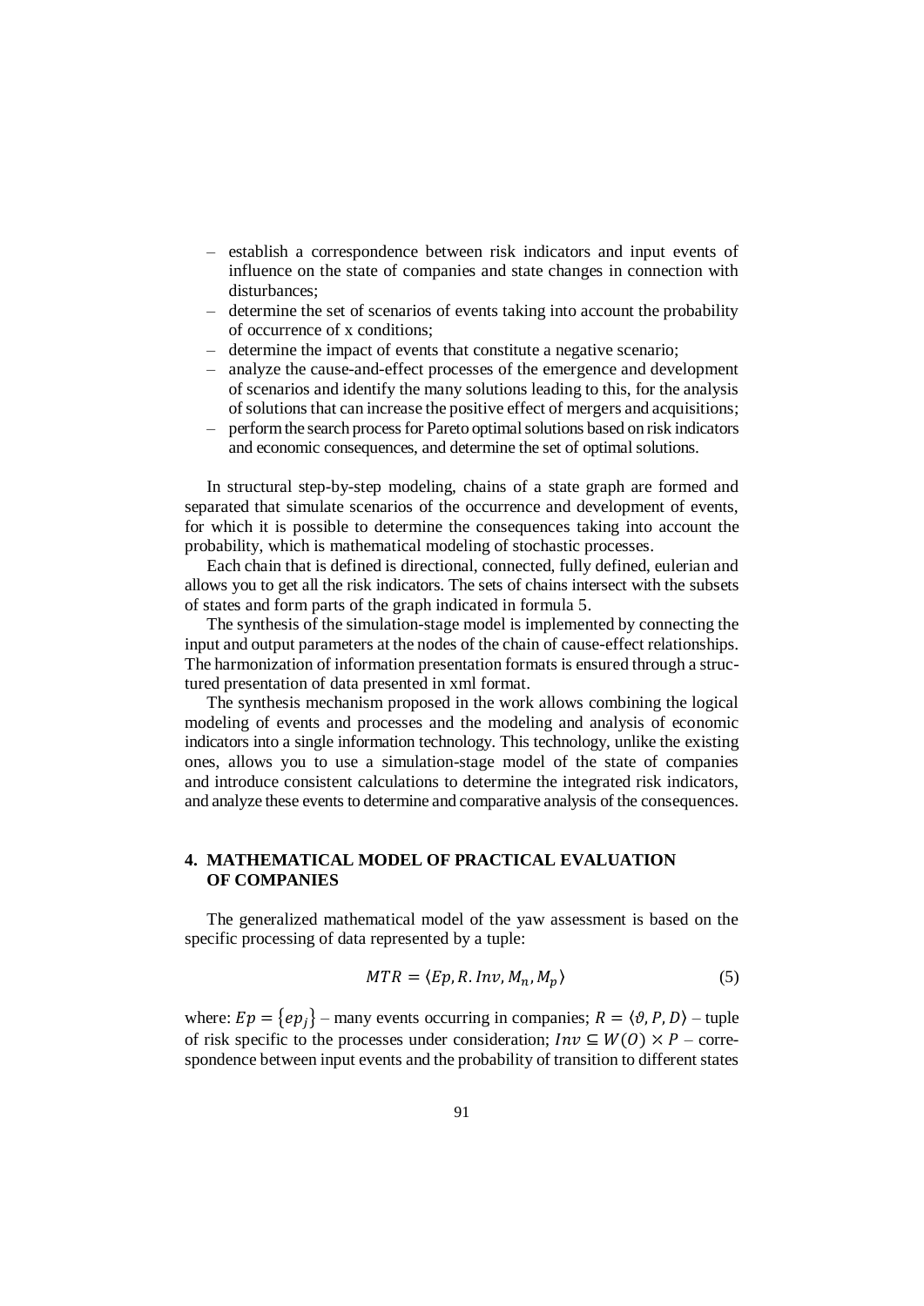- establish a correspondence between risk indicators and input events of influence on the state of companies and state changes in connection with disturbances;
- determine the set of scenarios of events taking into account the probability of occurrence of x conditions;
- determine the impact of events that constitute a negative scenario;
- analyze the cause-and-effect processes of the emergence and development of scenarios and identify the many solutions leading to this, for the analysis of solutions that can increase the positive effect of mergers and acquisitions;
- perform the search process for Pareto optimal solutions based on risk indicators and economic consequences, and determine the set of optimal solutions.

In structural step-by-step modeling, chains of a state graph are formed and separated that simulate scenarios of the occurrence and development of events, for which it is possible to determine the consequences taking into account the probability, which is mathematical modeling of stochastic processes.

Each chain that is defined is directional, connected, fully defined, eulerian and allows you to get all the risk indicators. The sets of chains intersect with the subsets of states and form parts of the graph indicated in formula 5.

The synthesis of the simulation-stage model is implemented by connecting the input and output parameters at the nodes of the chain of cause-effect relationships. The harmonization of information presentation formats is ensured through a structured presentation of data presented in xml format.

The synthesis mechanism proposed in the work allows combining the logical modeling of events and processes and the modeling and analysis of economic indicators into a single information technology. This technology, unlike the existing ones, allows you to use a simulation-stage model of the state of companies and introduce consistent calculations to determine the integrated risk indicators, and analyze these events to determine and comparative analysis of the consequences.

## 4. MATHEMATICAL MODEL OF PRACTICAL EVALUATION OF COMPANIES

The generalized mathematical model of the yaw assessment is based on the specific processing of data represented by a tuple:

$$MTR = \langle Ep, R. Inv, M_n, M_p \rangle \tag{5}$$

where: $Ep = \{ep_j\}$ – many events occurring in companies; $R = \langle \vartheta, P, D \rangle$ – tuple of risk specific to the processes under consideration; $Inv \subseteq W(O) \times P$ – correspondence between input events and the probability of transition to different states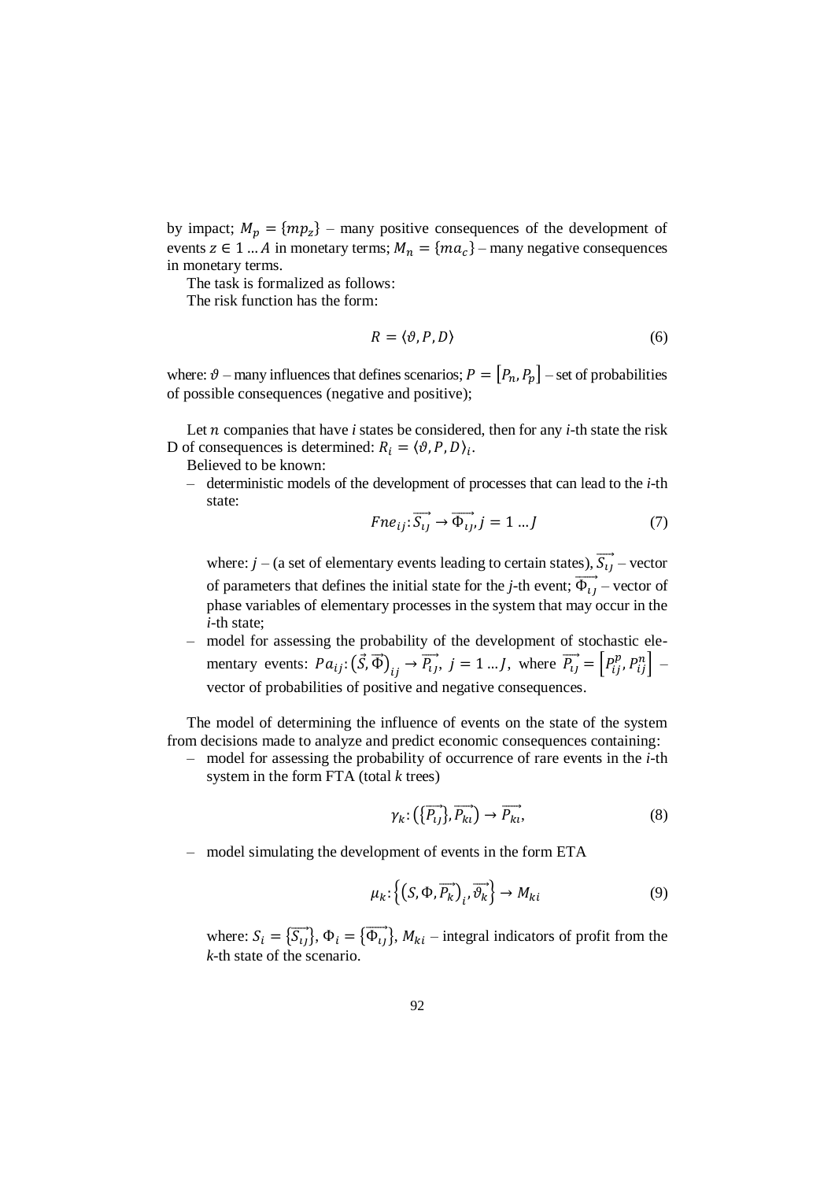by impact; $M_p = \{mp_z\}$ – many positive consequences of the development of events $z \in 1 \dots A$ in monetary terms; $M_n = \{ma_c\}$ – many negative consequences in monetary terms.

The task is formalized as follows:

The risk function has the form:

$$R = \langle \vartheta, P, D \rangle \tag{6}$$

where: $\vartheta$ – many influences that defines scenarios; $P = [P_n, P_p]$ – set of probabilities of possible consequences (negative and positive);

Let $n$ companies that have $i$ states be considered, then for any $i$-th state the risk D of consequences is determined: $R_i = \langle \vartheta, P, D \rangle_i$.

Believed to be known:

– deterministic models of the development of processes that can lead to the $i$-th state:

$$Fne_{ij}: \overrightarrow{S_{ij}} \to \overrightarrow{\Phi_{ij}}, j = 1 \dots J \tag{7}$$

where: $j$ – (a set of elementary events leading to certain states), $\overrightarrow{S_{ij}}$ – vector of parameters that defines the initial state for the $j$-th event; $\overrightarrow{\Phi_{ij}}$ – vector of phase variables of elementary processes in the system that may occur in the $i$-th state;

– model for assessing the probability of the development of stochastic elementary events: $Pa_{ij}: (\vec{S}, \vec{\Phi})_{ij} \to \overrightarrow{P_{ij}},\ j = 1 \dots J$, where $\overrightarrow{P_{ij}} = \left[P_{ij}^p, P_{ij}^n\right]$ – vector of probabilities of positive and negative consequences.

The model of determining the influence of events on the state of the system from decisions made to analyze and predict economic consequences containing:

– model for assessing the probability of occurrence of rare events in the $i$-th system in the form FTA (total $k$ trees)

$$\gamma_k: \left(\{\overrightarrow{P_{ij}}\}, \overrightarrow{P_{ki}}\right) \to \overrightarrow{P_{ki}}, \tag{8}$$

– model simulating the development of events in the form ETA

$$\mu_k: \left\{\left(S, \Phi, \overrightarrow{P_k}\right)_i, \overrightarrow{\vartheta_k}\right\} \to M_{ki} \tag{9}$$

where: $S_i = \{\overrightarrow{S_{ij}}\}$, $\Phi_i = \{\overrightarrow{\Phi_{ij}}\}$, $M_{ki}$ – integral indicators of profit from the $k$-th state of the scenario.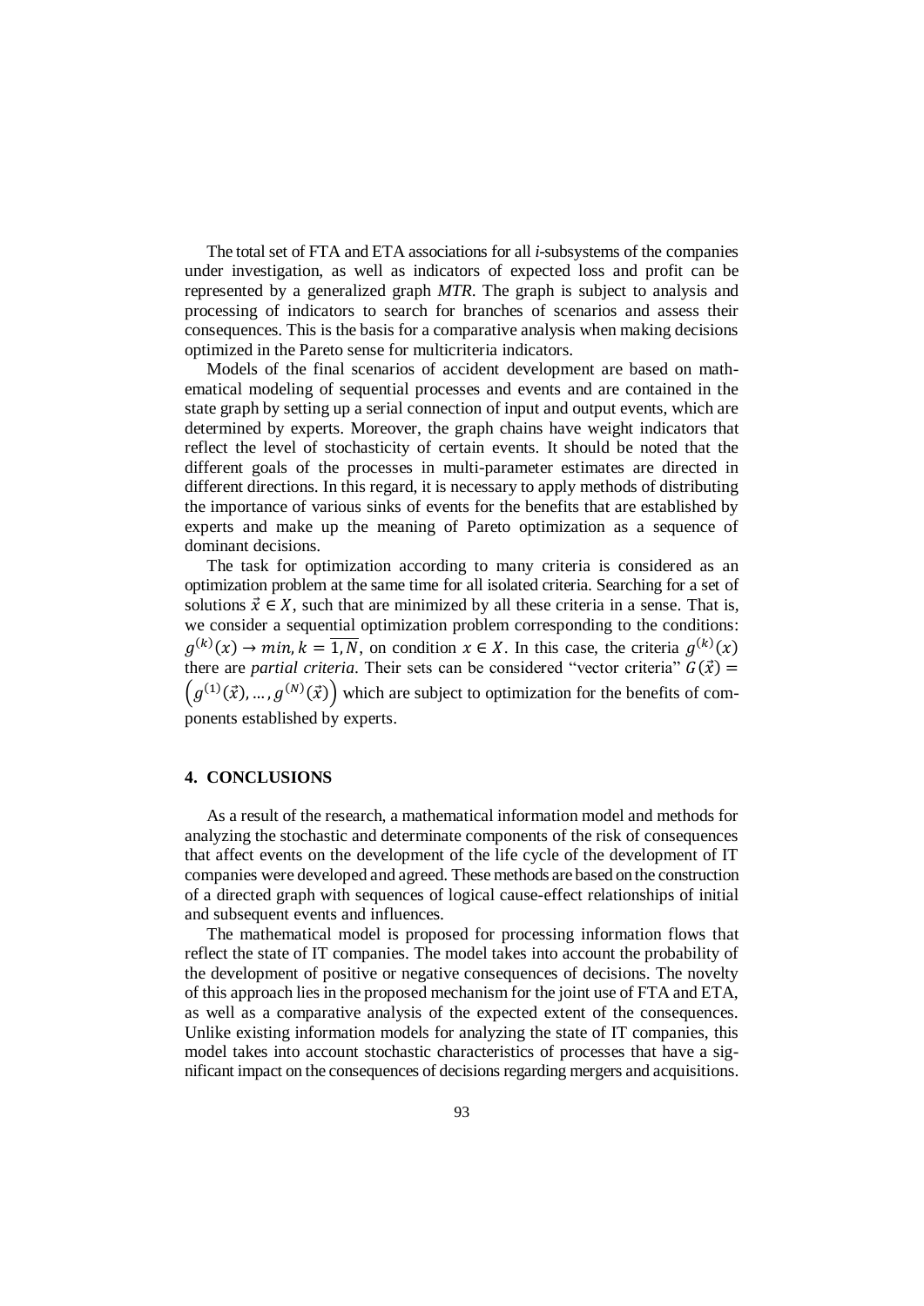The total set of FTA and ETA associations for all *i*-subsystems of the companies under investigation, as well as indicators of expected loss and profit can be represented by a generalized graph *MTR*. The graph is subject to analysis and processing of indicators to search for branches of scenarios and assess their consequences. This is the basis for a comparative analysis when making decisions optimized in the Pareto sense for multicriteria indicators.

Models of the final scenarios of accident development are based on mathematical modeling of sequential processes and events and are contained in the state graph by setting up a serial connection of input and output events, which are determined by experts. Moreover, the graph chains have weight indicators that reflect the level of stochasticity of certain events. It should be noted that the different goals of the processes in multi-parameter estimates are directed in different directions. In this regard, it is necessary to apply methods of distributing the importance of various sinks of events for the benefits that are established by experts and make up the meaning of Pareto optimization as a sequence of dominant decisions.

The task for optimization according to many criteria is considered as an optimization problem at the same time for all isolated criteria. Searching for a set of solutions $\vec{x} \in X$, such that are minimized by all these criteria in a sense. That is, we consider a sequential optimization problem corresponding to the conditions: $g^{(k)}(x) \rightarrow min, k = \overline{1, N}$, on condition $x \in X$. In this case, the criteria $g^{(k)}(x)$ there are *partial criteria*. Their sets can be considered "vector criteria" $G(\vec{x}) = \left(g^{(1)}(\vec{x}), \ldots, g^{(N)}(\vec{x})\right)$ which are subject to optimization for the benefits of components established by experts.

## 4. CONCLUSIONS

As a result of the research, a mathematical information model and methods for analyzing the stochastic and determinate components of the risk of consequences that affect events on the development of the life cycle of the development of IT companies were developed and agreed. These methods are based on the construction of a directed graph with sequences of logical cause-effect relationships of initial and subsequent events and influences.

The mathematical model is proposed for processing information flows that reflect the state of IT companies. The model takes into account the probability of the development of positive or negative consequences of decisions. The novelty of this approach lies in the proposed mechanism for the joint use of FTA and ETA, as well as a comparative analysis of the expected extent of the consequences. Unlike existing information models for analyzing the state of IT companies, this model takes into account stochastic characteristics of processes that have a significant impact on the consequences of decisions regarding mergers and acquisitions.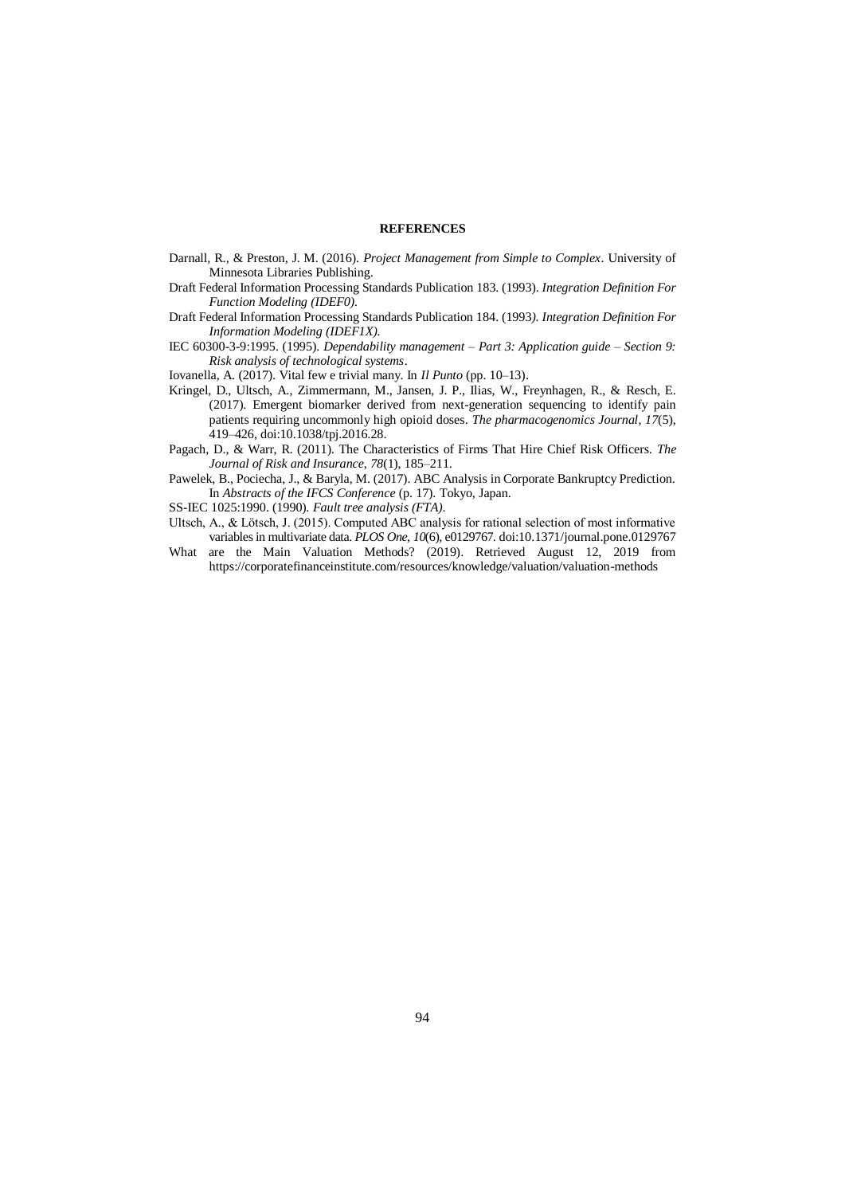## REFERENCES

Darnall, R., & Preston, J. M. (2016). *Project Management from Simple to Complex*. University of Minnesota Libraries Publishing.

Draft Federal Information Processing Standards Publication 183. (1993). *Integration Definition For Function Modeling (IDEF0).*

Draft Federal Information Processing Standards Publication 184. (1993). *Integration Definition For Information Modeling (IDEF1X).*

IEC 60300-3-9:1995. (1995). *Dependability management – Part 3: Application guide – Section 9: Risk analysis of technological systems*.

Iovanella, A. (2017). Vital few e trivial many. In *Il Punto* (pp. 10–13).

Kringel, D., Ultsch, A., Zimmermann, M., Jansen, J. P., Ilias, W., Freynhagen, R., & Resch, E. (2017). Emergent biomarker derived from next-generation sequencing to identify pain patients requiring uncommonly high opioid doses. *The pharmacogenomics Journal*, *17*(5), 419–426, doi:10.1038/tpj.2016.28.

Pagach, D., & Warr, R. (2011). The Characteristics of Firms That Hire Chief Risk Officers. *The Journal of Risk and Insurance*, *78*(1), 185–211.

Pawelek, B., Pociecha, J., & Baryla, M. (2017). ABC Analysis in Corporate Bankruptcy Prediction. In *Abstracts of the IFCS Conference* (p. 17). Tokyo, Japan.

SS-IEC 1025:1990. (1990). *Fault tree analysis (FTA)*.

Ultsch, A., & Lötsch, J. (2015). Computed ABC analysis for rational selection of most informative variables in multivariate data. *PLOS One*, *10*(6), e0129767. doi:10.1371/journal.pone.0129767

What are the Main Valuation Methods? (2019). Retrieved August 12, 2019 from https://corporatefinanceinstitute.com/resources/knowledge/valuation/valuation-methods